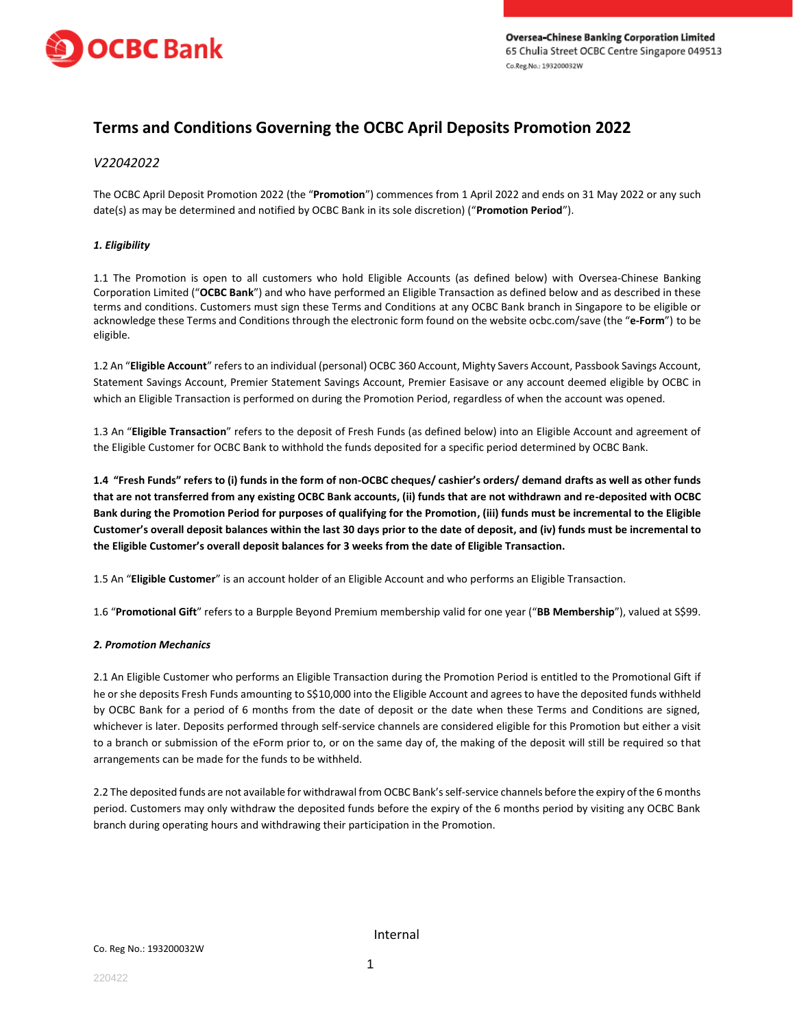# Terms and Conditions Governing the OCBC April Deposits Promotion 2022

*V22042022*

The OCBC April Deposit Promotion 2022 (the "**Promotion**") commences from 1 April 2022 and ends on 31 May 2022 or any such date(s) as may be determined and notified by OCBC Bank in its sole discretion) ("**Promotion Period**").

***1. Eligibility***

1.1 The Promotion is open to all customers who hold Eligible Accounts (as defined below) with Oversea-Chinese Banking Corporation Limited ("**OCBC Bank**") and who have performed an Eligible Transaction as defined below and as described in these terms and conditions. Customers must sign these Terms and Conditions at any OCBC Bank branch in Singapore to be eligible or acknowledge these Terms and Conditions through the electronic form found on the website ocbc.com/save (the "**e-Form**") to be eligible.

1.2 An "**Eligible Account**" refers to an individual (personal) OCBC 360 Account, Mighty Savers Account, Passbook Savings Account, Statement Savings Account, Premier Statement Savings Account, Premier Easisave or any account deemed eligible by OCBC in which an Eligible Transaction is performed on during the Promotion Period, regardless of when the account was opened.

1.3 An "**Eligible Transaction**" refers to the deposit of Fresh Funds (as defined below) into an Eligible Account and agreement of the Eligible Customer for OCBC Bank to withhold the funds deposited for a specific period determined by OCBC Bank.

**1.4 "Fresh Funds" refers to (i) funds in the form of non-OCBC cheques/ cashier's orders/ demand drafts as well as other funds that are not transferred from any existing OCBC Bank accounts, (ii) funds that are not withdrawn and re-deposited with OCBC Bank during the Promotion Period for purposes of qualifying for the Promotion, (iii) funds must be incremental to the Eligible Customer's overall deposit balances within the last 30 days prior to the date of deposit, and (iv) funds must be incremental to the Eligible Customer's overall deposit balances for 3 weeks from the date of Eligible Transaction.**

1.5 An "**Eligible Customer**" is an account holder of an Eligible Account and who performs an Eligible Transaction.

1.6 "**Promotional Gift**" refers to a Burpple Beyond Premium membership valid for one year ("**BB Membership**"), valued at S$99.

***2. Promotion Mechanics***

2.1 An Eligible Customer who performs an Eligible Transaction during the Promotion Period is entitled to the Promotional Gift if he or she deposits Fresh Funds amounting to S$10,000 into the Eligible Account and agrees to have the deposited funds withheld by OCBC Bank for a period of 6 months from the date of deposit or the date when these Terms and Conditions are signed, whichever is later. Deposits performed through self-service channels are considered eligible for this Promotion but either a visit to a branch or submission of the eForm prior to, or on the same day of, the making of the deposit will still be required so that arrangements can be made for the funds to be withheld.

2.2 The deposited funds are not available for withdrawal from OCBC Bank's self-service channels before the expiry of the 6 months period. Customers may only withdraw the deposited funds before the expiry of the 6 months period by visiting any OCBC Bank branch during operating hours and withdrawing their participation in the Promotion.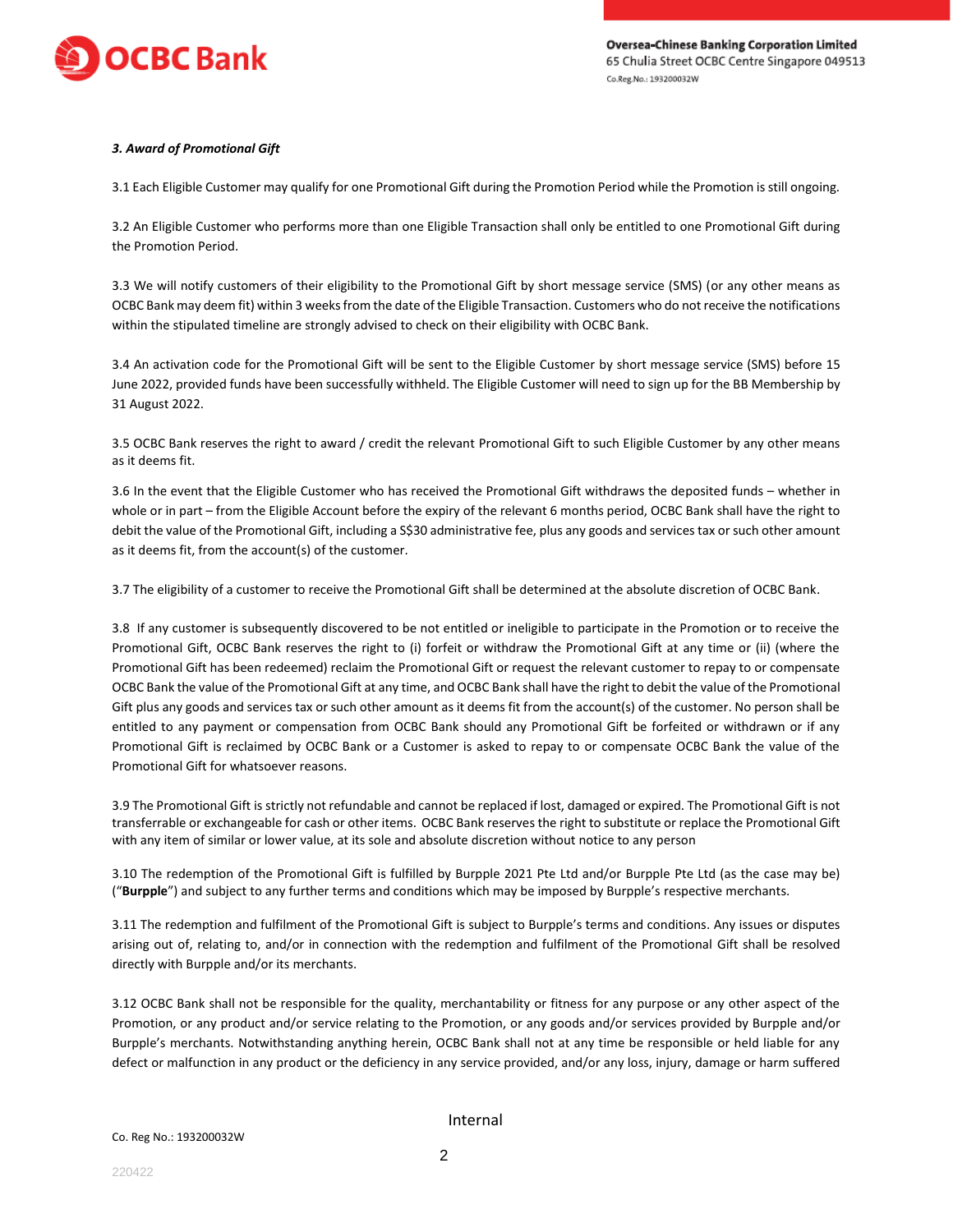***3. Award of Promotional Gift***

3.1 Each Eligible Customer may qualify for one Promotional Gift during the Promotion Period while the Promotion is still ongoing.

3.2 An Eligible Customer who performs more than one Eligible Transaction shall only be entitled to one Promotional Gift during the Promotion Period.

3.3 We will notify customers of their eligibility to the Promotional Gift by short message service (SMS) (or any other means as OCBC Bank may deem fit) within 3 weeks from the date of the Eligible Transaction. Customers who do not receive the notifications within the stipulated timeline are strongly advised to check on their eligibility with OCBC Bank.

3.4 An activation code for the Promotional Gift will be sent to the Eligible Customer by short message service (SMS) before 15 June 2022, provided funds have been successfully withheld. The Eligible Customer will need to sign up for the BB Membership by 31 August 2022.

3.5 OCBC Bank reserves the right to award / credit the relevant Promotional Gift to such Eligible Customer by any other means as it deems fit.

3.6 In the event that the Eligible Customer who has received the Promotional Gift withdraws the deposited funds – whether in whole or in part – from the Eligible Account before the expiry of the relevant 6 months period, OCBC Bank shall have the right to debit the value of the Promotional Gift, including a S$30 administrative fee, plus any goods and services tax or such other amount as it deems fit, from the account(s) of the customer.

3.7 The eligibility of a customer to receive the Promotional Gift shall be determined at the absolute discretion of OCBC Bank.

3.8 If any customer is subsequently discovered to be not entitled or ineligible to participate in the Promotion or to receive the Promotional Gift, OCBC Bank reserves the right to (i) forfeit or withdraw the Promotional Gift at any time or (ii) (where the Promotional Gift has been redeemed) reclaim the Promotional Gift or request the relevant customer to repay to or compensate OCBC Bank the value of the Promotional Gift at any time, and OCBC Bank shall have the right to debit the value of the Promotional Gift plus any goods and services tax or such other amount as it deems fit from the account(s) of the customer. No person shall be entitled to any payment or compensation from OCBC Bank should any Promotional Gift be forfeited or withdrawn or if any Promotional Gift is reclaimed by OCBC Bank or a Customer is asked to repay to or compensate OCBC Bank the value of the Promotional Gift for whatsoever reasons.

3.9 The Promotional Gift is strictly not refundable and cannot be replaced if lost, damaged or expired. The Promotional Gift is not transferrable or exchangeable for cash or other items. OCBC Bank reserves the right to substitute or replace the Promotional Gift with any item of similar or lower value, at its sole and absolute discretion without notice to any person

3.10 The redemption of the Promotional Gift is fulfilled by Burpple 2021 Pte Ltd and/or Burpple Pte Ltd (as the case may be) ("**Burpple**") and subject to any further terms and conditions which may be imposed by Burpple's respective merchants.

3.11 The redemption and fulfilment of the Promotional Gift is subject to Burpple's terms and conditions. Any issues or disputes arising out of, relating to, and/or in connection with the redemption and fulfilment of the Promotional Gift shall be resolved directly with Burpple and/or its merchants.

3.12 OCBC Bank shall not be responsible for the quality, merchantability or fitness for any purpose or any other aspect of the Promotion, or any product and/or service relating to the Promotion, or any goods and/or services provided by Burpple and/or Burpple's merchants. Notwithstanding anything herein, OCBC Bank shall not at any time be responsible or held liable for any defect or malfunction in any product or the deficiency in any service provided, and/or any loss, injury, damage or harm suffered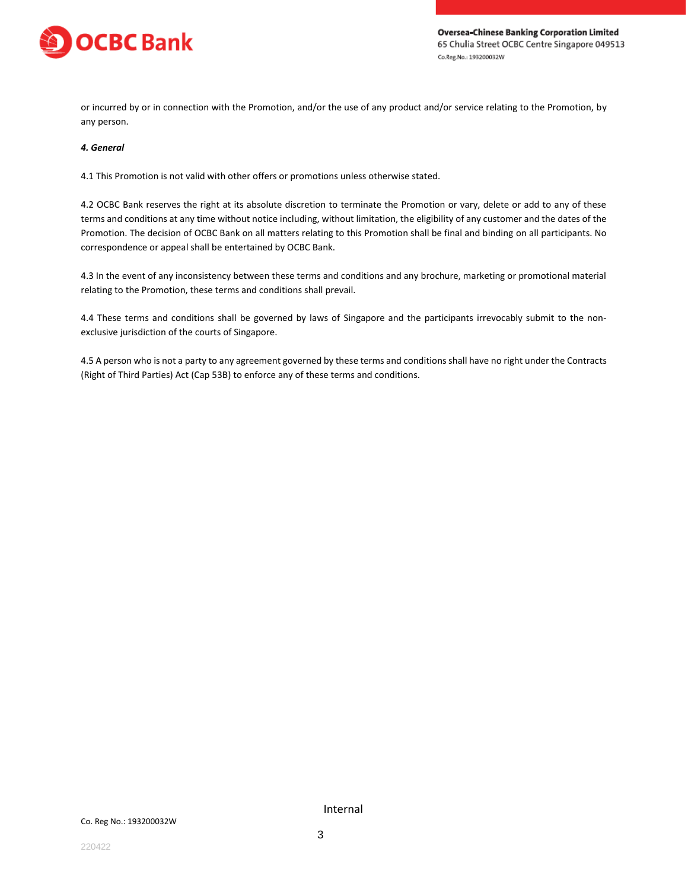or incurred by or in connection with the Promotion, and/or the use of any product and/or service relating to the Promotion, by any person.

***4. General***

4.1 This Promotion is not valid with other offers or promotions unless otherwise stated.

4.2 OCBC Bank reserves the right at its absolute discretion to terminate the Promotion or vary, delete or add to any of these terms and conditions at any time without notice including, without limitation, the eligibility of any customer and the dates of the Promotion. The decision of OCBC Bank on all matters relating to this Promotion shall be final and binding on all participants. No correspondence or appeal shall be entertained by OCBC Bank.

4.3 In the event of any inconsistency between these terms and conditions and any brochure, marketing or promotional material relating to the Promotion, these terms and conditions shall prevail.

4.4 These terms and conditions shall be governed by laws of Singapore and the participants irrevocably submit to the non-exclusive jurisdiction of the courts of Singapore.

4.5 A person who is not a party to any agreement governed by these terms and conditions shall have no right under the Contracts (Right of Third Parties) Act (Cap 53B) to enforce any of these terms and conditions.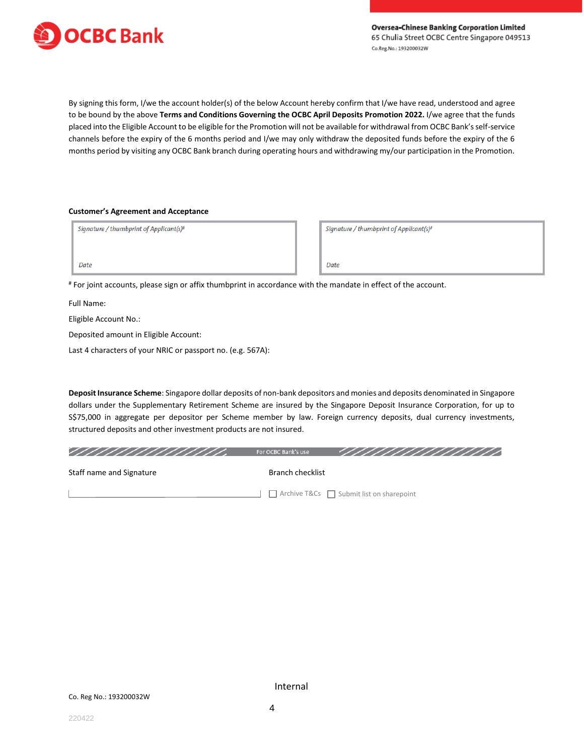OCBC Bank

**Oversea-Chinese Banking Corporation Limited**
65 Chulia Street OCBC Centre Singapore 049513
Co.Reg.No.: 193200032W

By signing this form, I/we the account holder(s) of the below Account hereby confirm that I/we have read, understood and agree to be bound by the above **Terms and Conditions Governing the OCBC April Deposits Promotion 2022.** I/we agree that the funds placed into the Eligible Account to be eligible for the Promotion will not be available for withdrawal from OCBC Bank's self-service channels before the expiry of the 6 months period and I/we may only withdraw the deposited funds before the expiry of the 6 months period by visiting any OCBC Bank branch during operating hours and withdrawing my/our participation in the Promotion.

**Customer's Agreement and Acceptance**

| | |
|---|---|
| *Signature / thumbprint of Applicant(s)#* <br><br> *Date* | *Signature / thumbprint of Applicant(s)#* <br><br> *Date* |

# For joint accounts, please sign or affix thumbprint in accordance with the mandate in effect of the account.

Full Name:

Eligible Account No.:

Deposited amount in Eligible Account:

Last 4 characters of your NRIC or passport no. (e.g. 567A):

**Deposit Insurance Scheme**: Singapore dollar deposits of non-bank depositors and monies and deposits denominated in Singapore dollars under the Supplementary Retirement Scheme are insured by the Singapore Deposit Insurance Corporation, for up to S$75,000 in aggregate per depositor per Scheme member by law. Foreign currency deposits, dual currency investments, structured deposits and other investment products are not insured.

For OCBC Bank's use

Staff name and Signature

Branch checklist

☐ Archive T&Cs ☐ Submit list on sharepoint

Internal

Co. Reg No.: 193200032W

220422